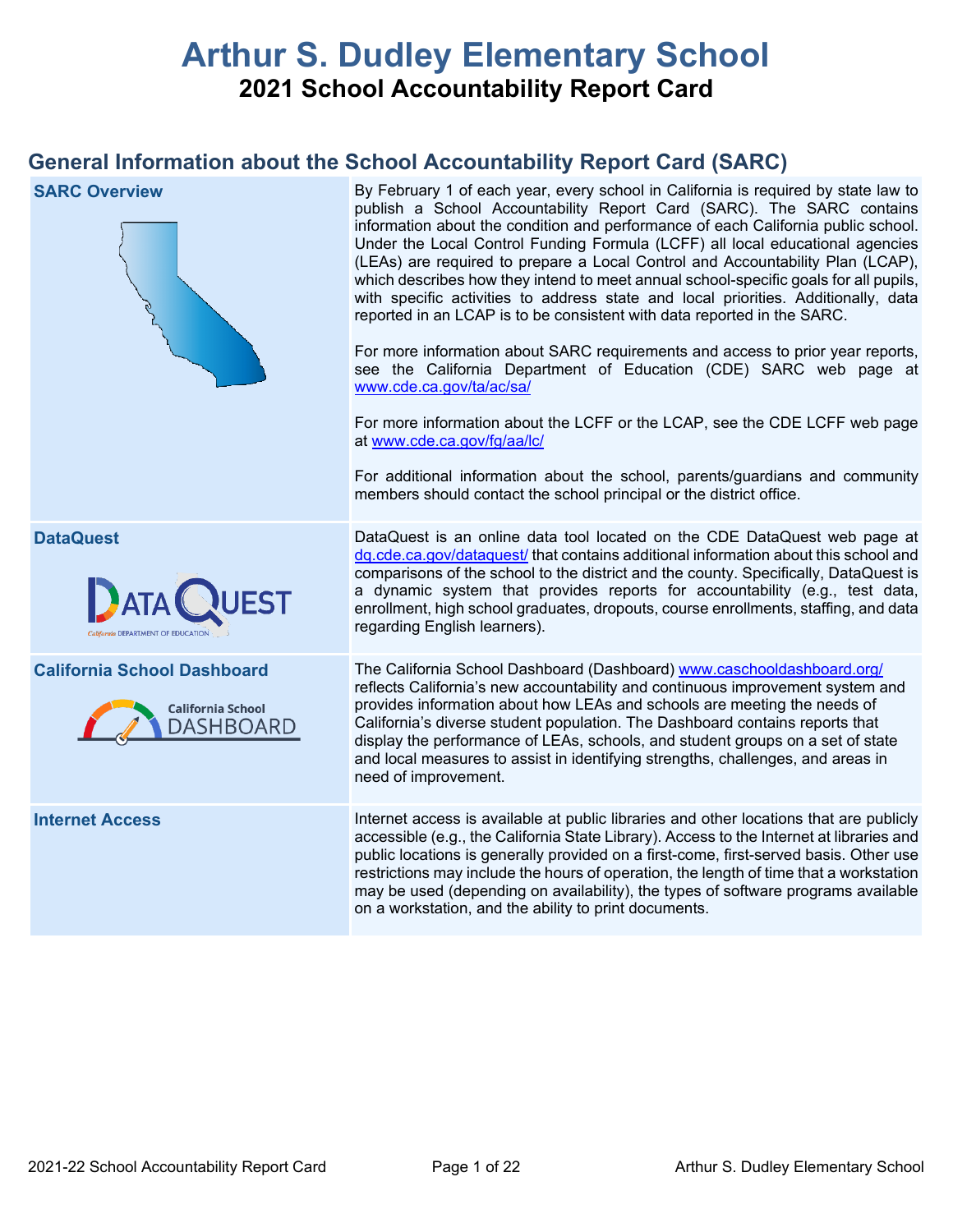# Arthur S. Dudley Elementary School

## 2021 School Accountability Report Card

## General Information about the School Accountability Report Card (SARC)

| | |
|---|---|
| **SARC Overview** | By February 1 of each year, every school in California is required by state law to publish a School Accountability Report Card (SARC). The SARC contains information about the condition and performance of each California public school. Under the Local Control Funding Formula (LCFF) all local educational agencies (LEAs) are required to prepare a Local Control and Accountability Plan (LCAP), which describes how they intend to meet annual school-specific goals for all pupils, with specific activities to address state and local priorities. Additionally, data reported in an LCAP is to be consistent with data reported in the SARC.<br><br>For more information about SARC requirements and access to prior year reports, see the California Department of Education (CDE) SARC web page at www.cde.ca.gov/ta/ac/sa/<br><br>For more information about the LCFF or the LCAP, see the CDE LCFF web page at www.cde.ca.gov/fg/aa/lc/<br><br>For additional information about the school, parents/guardians and community members should contact the school principal or the district office. |
| **DataQuest** | DataQuest is an online data tool located on the CDE DataQuest web page at dq.cde.ca.gov/dataquest/ that contains additional information about this school and comparisons of the school to the district and the county. Specifically, DataQuest is a dynamic system that provides reports for accountability (e.g., test data, enrollment, high school graduates, dropouts, course enrollments, staffing, and data regarding English learners). |
| **California School Dashboard** | The California School Dashboard (Dashboard) www.caschooldashboard.org/ reflects California's new accountability and continuous improvement system and provides information about how LEAs and schools are meeting the needs of California's diverse student population. The Dashboard contains reports that display the performance of LEAs, schools, and student groups on a set of state and local measures to assist in identifying strengths, challenges, and areas in need of improvement. |
| **Internet Access** | Internet access is available at public libraries and other locations that are publicly accessible (e.g., the California State Library). Access to the Internet at libraries and public locations is generally provided on a first-come, first-served basis. Other use restrictions may include the hours of operation, the length of time that a workstation may be used (depending on availability), the types of software programs available on a workstation, and the ability to print documents. |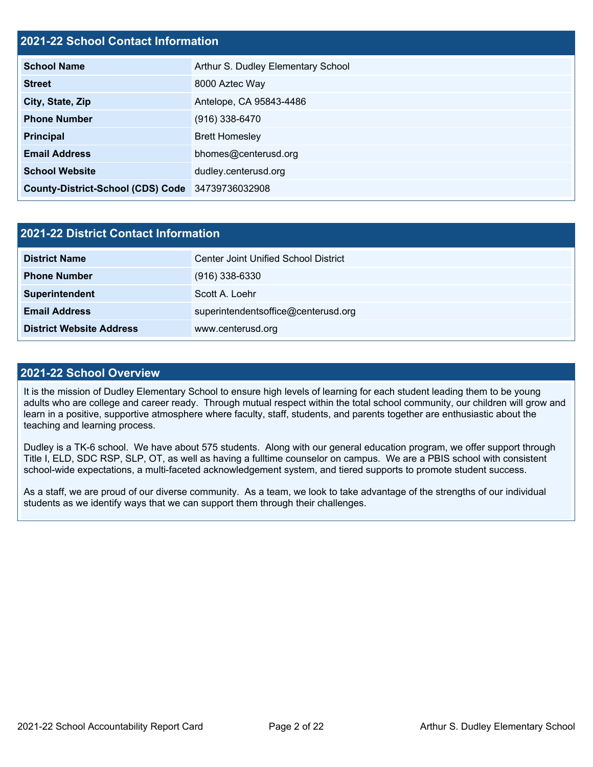## 2021-22 School Contact Information

| | |
|---|---|
| **School Name** | Arthur S. Dudley Elementary School |
| **Street** | 8000 Aztec Way |
| **City, State, Zip** | Antelope, CA 95843-4486 |
| **Phone Number** | (916) 338-6470 |
| **Principal** | Brett Homesley |
| **Email Address** | bhomes@centerusd.org |
| **School Website** | dudley.centerusd.org |
| **County-District-School (CDS) Code** | 34739736032908 |

## 2021-22 District Contact Information

| | |
|---|---|
| **District Name** | Center Joint Unified School District |
| **Phone Number** | (916) 338-6330 |
| **Superintendent** | Scott A. Loehr |
| **Email Address** | superintendentsoffice@centerusd.org |
| **District Website Address** | www.centerusd.org |

## 2021-22 School Overview

It is the mission of Dudley Elementary School to ensure high levels of learning for each student leading them to be young adults who are college and career ready. Through mutual respect within the total school community, our children will grow and learn in a positive, supportive atmosphere where faculty, staff, students, and parents together are enthusiastic about the teaching and learning process.

Dudley is a TK-6 school. We have about 575 students. Along with our general education program, we offer support through Title I, ELD, SDC RSP, SLP, OT, as well as having a fulltime counselor on campus. We are a PBIS school with consistent school-wide expectations, a multi-faceted acknowledgement system, and tiered supports to promote student success.

As a staff, we are proud of our diverse community. As a team, we look to take advantage of the strengths of our individual students as we identify ways that we can support them through their challenges.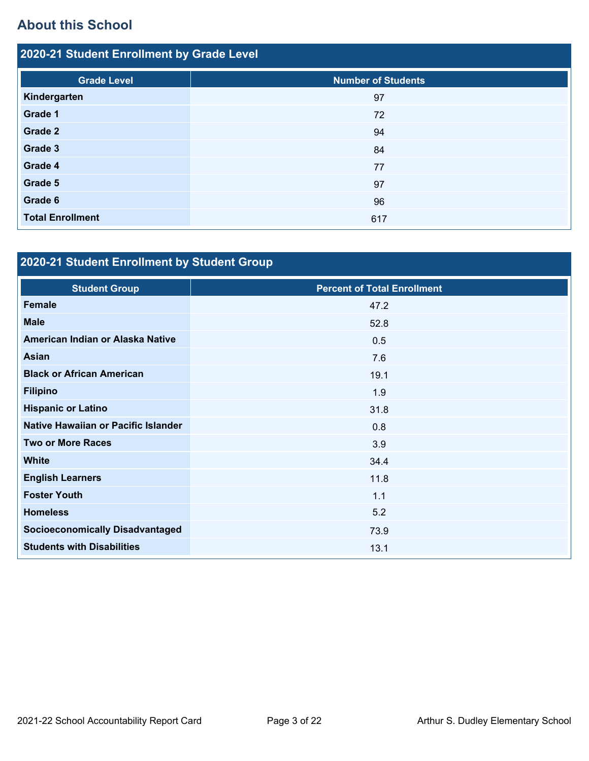## About this School

### 2020-21 Student Enrollment by Grade Level

| Grade Level | Number of Students |
| --- | --- |
| **Kindergarten** | 97 |
| **Grade 1** | 72 |
| **Grade 2** | 94 |
| **Grade 3** | 84 |
| **Grade 4** | 77 |
| **Grade 5** | 97 |
| **Grade 6** | 96 |
| **Total Enrollment** | 617 |

### 2020-21 Student Enrollment by Student Group

| Student Group | Percent of Total Enrollment |
| --- | --- |
| **Female** | 47.2 |
| **Male** | 52.8 |
| **American Indian or Alaska Native** | 0.5 |
| **Asian** | 7.6 |
| **Black or African American** | 19.1 |
| **Filipino** | 1.9 |
| **Hispanic or Latino** | 31.8 |
| **Native Hawaiian or Pacific Islander** | 0.8 |
| **Two or More Races** | 3.9 |
| **White** | 34.4 |
| **English Learners** | 11.8 |
| **Foster Youth** | 1.1 |
| **Homeless** | 5.2 |
| **Socioeconomically Disadvantaged** | 73.9 |
| **Students with Disabilities** | 13.1 |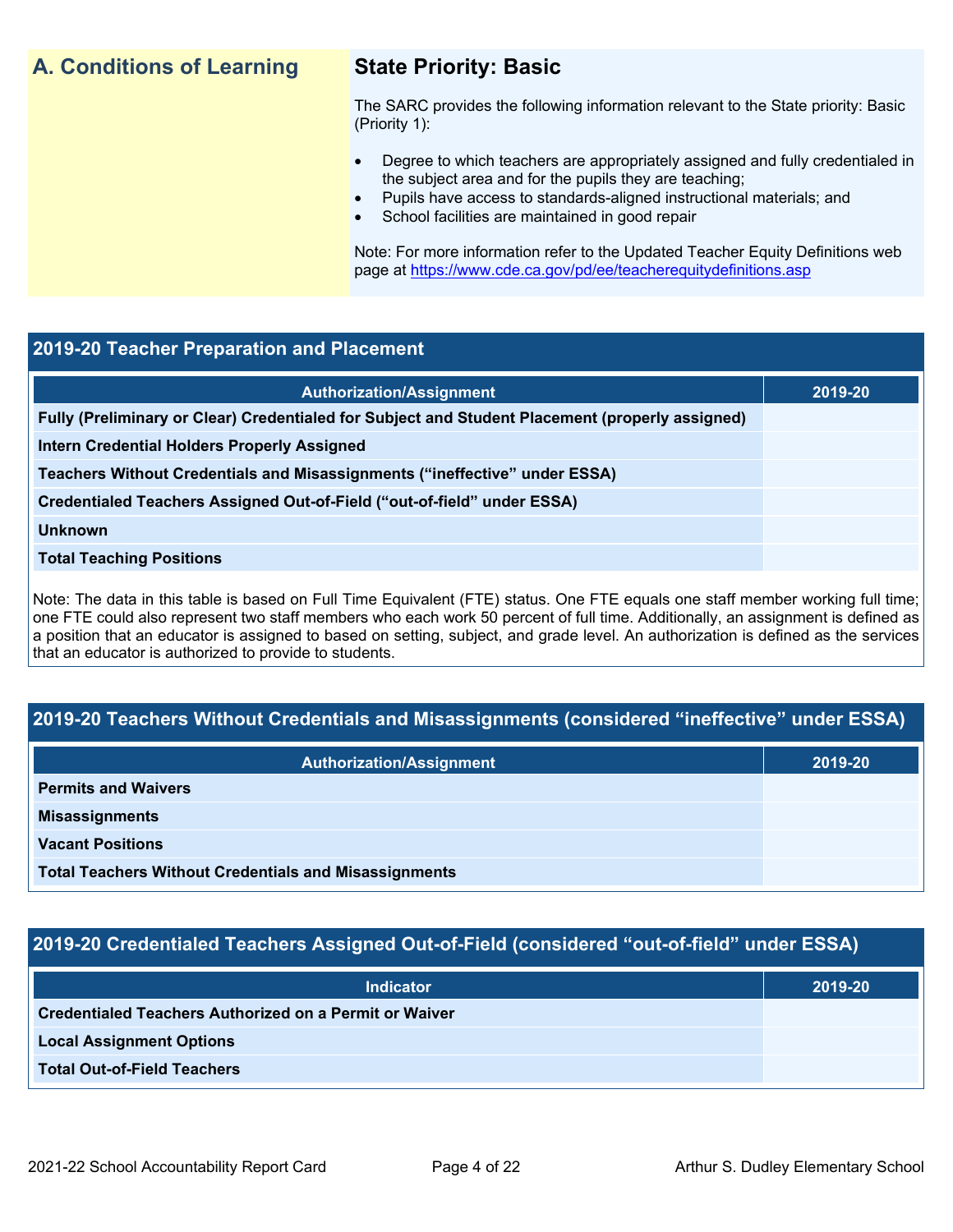## A. Conditions of Learning

### State Priority: Basic

The SARC provides the following information relevant to the State priority: Basic (Priority 1):

- Degree to which teachers are appropriately assigned and fully credentialed in the subject area and for the pupils they are teaching;
- Pupils have access to standards-aligned instructional materials; and
- School facilities are maintained in good repair

Note: For more information refer to the Updated Teacher Equity Definitions web page at https://www.cde.ca.gov/pd/ee/teacherequitydefinitions.asp

### 2019-20 Teacher Preparation and Placement

| Authorization/Assignment | 2019-20 |
| --- | --- |
| Fully (Preliminary or Clear) Credentialed for Subject and Student Placement (properly assigned) | |
| Intern Credential Holders Properly Assigned | |
| Teachers Without Credentials and Misassignments ("ineffective" under ESSA) | |
| Credentialed Teachers Assigned Out-of-Field ("out-of-field" under ESSA) | |
| Unknown | |
| Total Teaching Positions | |

Note: The data in this table is based on Full Time Equivalent (FTE) status. One FTE equals one staff member working full time; one FTE could also represent two staff members who each work 50 percent of full time. Additionally, an assignment is defined as a position that an educator is assigned to based on setting, subject, and grade level. An authorization is defined as the services that an educator is authorized to provide to students.

### 2019-20 Teachers Without Credentials and Misassignments (considered "ineffective" under ESSA)

| Authorization/Assignment | 2019-20 |
| --- | --- |
| Permits and Waivers | |
| Misassignments | |
| Vacant Positions | |
| Total Teachers Without Credentials and Misassignments | |

### 2019-20 Credentialed Teachers Assigned Out-of-Field (considered "out-of-field" under ESSA)

| Indicator | 2019-20 |
| --- | --- |
| Credentialed Teachers Authorized on a Permit or Waiver | |
| Local Assignment Options | |
| Total Out-of-Field Teachers | |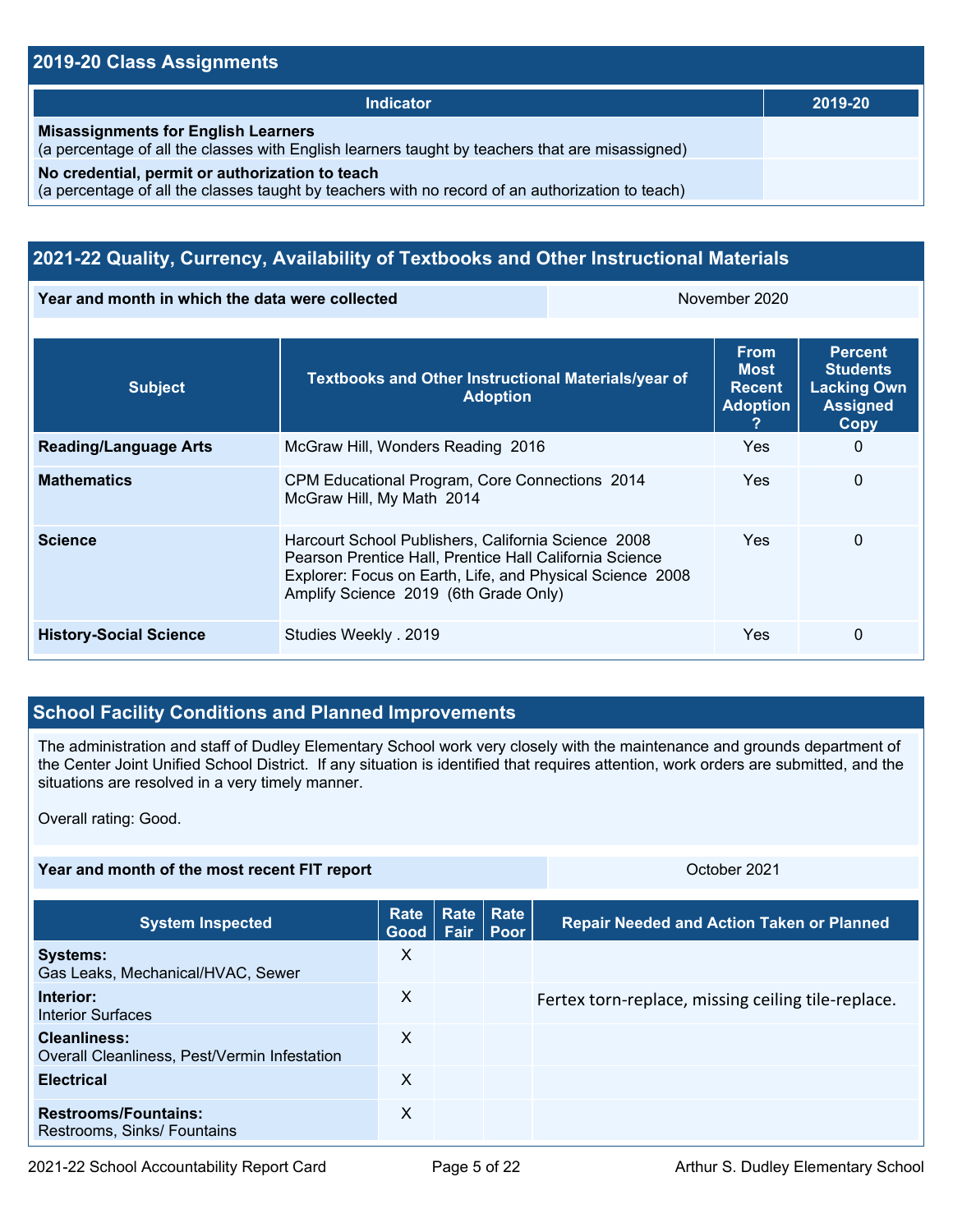## 2019-20 Class Assignments

| Indicator | 2019-20 |
|---|---|
| **Misassignments for English Learners** (a percentage of all the classes with English learners taught by teachers that are misassigned) | |
| **No credential, permit or authorization to teach** (a percentage of all the classes taught by teachers with no record of an authorization to teach) | |

## 2021-22 Quality, Currency, Availability of Textbooks and Other Instructional Materials

| Year and month in which the data were collected | November 2020 |
|---|---|

| Subject | Textbooks and Other Instructional Materials/year of Adoption | From Most Recent Adoption ? | Percent Students Lacking Own Assigned Copy |
|---|---|---|---|
| **Reading/Language Arts** | McGraw Hill, Wonders Reading 2016 | Yes | 0 |
| **Mathematics** | CPM Educational Program, Core Connections 2014<br>McGraw Hill, My Math 2014 | Yes | 0 |
| **Science** | Harcourt School Publishers, California Science 2008<br>Pearson Prentice Hall, Prentice Hall California Science Explorer: Focus on Earth, Life, and Physical Science 2008<br>Amplify Science 2019 (6th Grade Only) | Yes | 0 |
| **History-Social Science** | Studies Weekly . 2019 | Yes | 0 |

## School Facility Conditions and Planned Improvements

The administration and staff of Dudley Elementary School work very closely with the maintenance and grounds department of the Center Joint Unified School District. If any situation is identified that requires attention, work orders are submitted, and the situations are resolved in a very timely manner.

Overall rating: Good.

| Year and month of the most recent FIT report | October 2021 |
|---|---|

| System Inspected | Rate Good | Rate Fair | Rate Poor | Repair Needed and Action Taken or Planned |
|---|---|---|---|---|
| **Systems:** Gas Leaks, Mechanical/HVAC, Sewer | X | | | |
| **Interior:** Interior Surfaces | X | | | Fertex torn-replace, missing ceiling tile-replace. |
| **Cleanliness:** Overall Cleanliness, Pest/Vermin Infestation | X | | | |
| **Electrical** | X | | | |
| **Restrooms/Fountains:** Restrooms, Sinks/ Fountains | X | | | |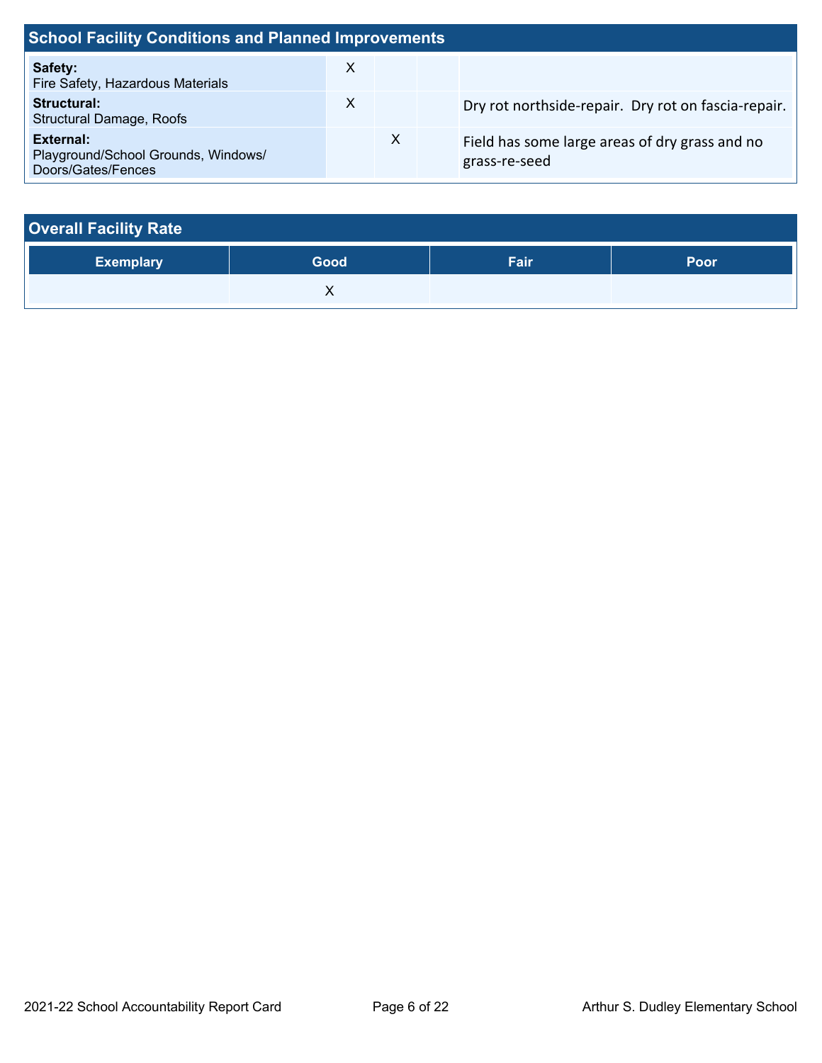## School Facility Conditions and Planned Improvements

| System Inspected | | | | Repair Needed and Action Taken or Planned |
|---|---|---|---|---|
| **Safety:** Fire Safety, Hazardous Materials | X | | | |
| **Structural:** Structural Damage, Roofs | X | | | Dry rot northside-repair.  Dry rot on fascia-repair. |
| **External:** Playground/School Grounds, Windows/ Doors/Gates/Fences | | X | | Field has some large areas of dry grass and no grass-re-seed |

## Overall Facility Rate

| Exemplary | Good | Fair | Poor |
|---|---|---|---|
| | X | | |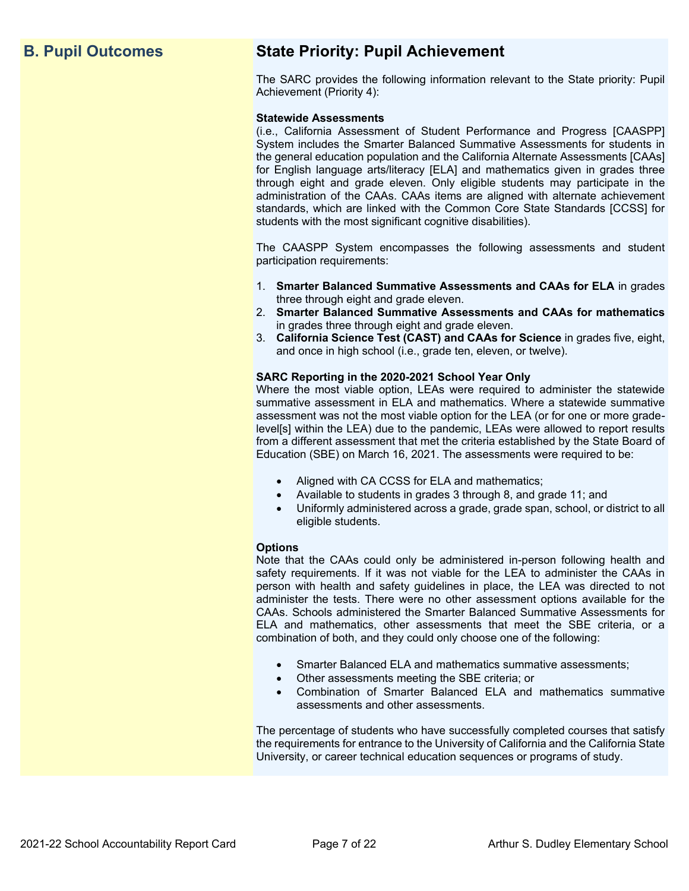## B. Pupil Outcomes

## State Priority: Pupil Achievement

The SARC provides the following information relevant to the State priority: Pupil Achievement (Priority 4):

**Statewide Assessments**
(i.e., California Assessment of Student Performance and Progress [CAASPP] System includes the Smarter Balanced Summative Assessments for students in the general education population and the California Alternate Assessments [CAAs] for English language arts/literacy [ELA] and mathematics given in grades three through eight and grade eleven. Only eligible students may participate in the administration of the CAAs. CAAs items are aligned with alternate achievement standards, which are linked with the Common Core State Standards [CCSS] for students with the most significant cognitive disabilities).

The CAASPP System encompasses the following assessments and student participation requirements:

1. **Smarter Balanced Summative Assessments and CAAs for ELA** in grades three through eight and grade eleven.
2. **Smarter Balanced Summative Assessments and CAAs for mathematics** in grades three through eight and grade eleven.
3. **California Science Test (CAST) and CAAs for Science** in grades five, eight, and once in high school (i.e., grade ten, eleven, or twelve).

**SARC Reporting in the 2020-2021 School Year Only**
Where the most viable option, LEAs were required to administer the statewide summative assessment in ELA and mathematics. Where a statewide summative assessment was not the most viable option for the LEA (or for one or more grade-level[s] within the LEA) due to the pandemic, LEAs were allowed to report results from a different assessment that met the criteria established by the State Board of Education (SBE) on March 16, 2021. The assessments were required to be:

- Aligned with CA CCSS for ELA and mathematics;
- Available to students in grades 3 through 8, and grade 11; and
- Uniformly administered across a grade, grade span, school, or district to all eligible students.

**Options**
Note that the CAAs could only be administered in-person following health and safety requirements. If it was not viable for the LEA to administer the CAAs in person with health and safety guidelines in place, the LEA was directed to not administer the tests. There were no other assessment options available for the CAAs. Schools administered the Smarter Balanced Summative Assessments for ELA and mathematics, other assessments that meet the SBE criteria, or a combination of both, and they could only choose one of the following:

- Smarter Balanced ELA and mathematics summative assessments;
- Other assessments meeting the SBE criteria; or
- Combination of Smarter Balanced ELA and mathematics summative assessments and other assessments.

The percentage of students who have successfully completed courses that satisfy the requirements for entrance to the University of California and the California State University, or career technical education sequences or programs of study.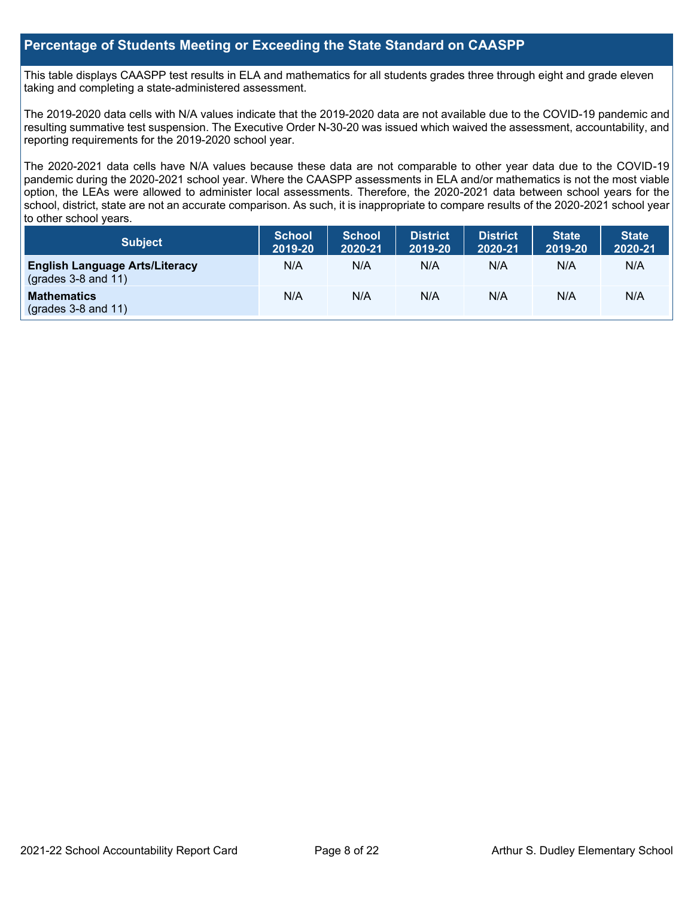## Percentage of Students Meeting or Exceeding the State Standard on CAASPP

This table displays CAASPP test results in ELA and mathematics for all students grades three through eight and grade eleven taking and completing a state-administered assessment.

The 2019-2020 data cells with N/A values indicate that the 2019-2020 data are not available due to the COVID-19 pandemic and resulting summative test suspension. The Executive Order N-30-20 was issued which waived the assessment, accountability, and reporting requirements for the 2019-2020 school year.

The 2020-2021 data cells have N/A values because these data are not comparable to other year data due to the COVID-19 pandemic during the 2020-2021 school year. Where the CAASPP assessments in ELA and/or mathematics is not the most viable option, the LEAs were allowed to administer local assessments. Therefore, the 2020-2021 data between school years for the school, district, state are not an accurate comparison. As such, it is inappropriate to compare results of the 2020-2021 school year to other school years.

| Subject | School 2019-20 | School 2020-21 | District 2019-20 | District 2020-21 | State 2019-20 | State 2020-21 |
|---|---|---|---|---|---|---|
| **English Language Arts/Literacy** (grades 3-8 and 11) | N/A | N/A | N/A | N/A | N/A | N/A |
| **Mathematics** (grades 3-8 and 11) | N/A | N/A | N/A | N/A | N/A | N/A |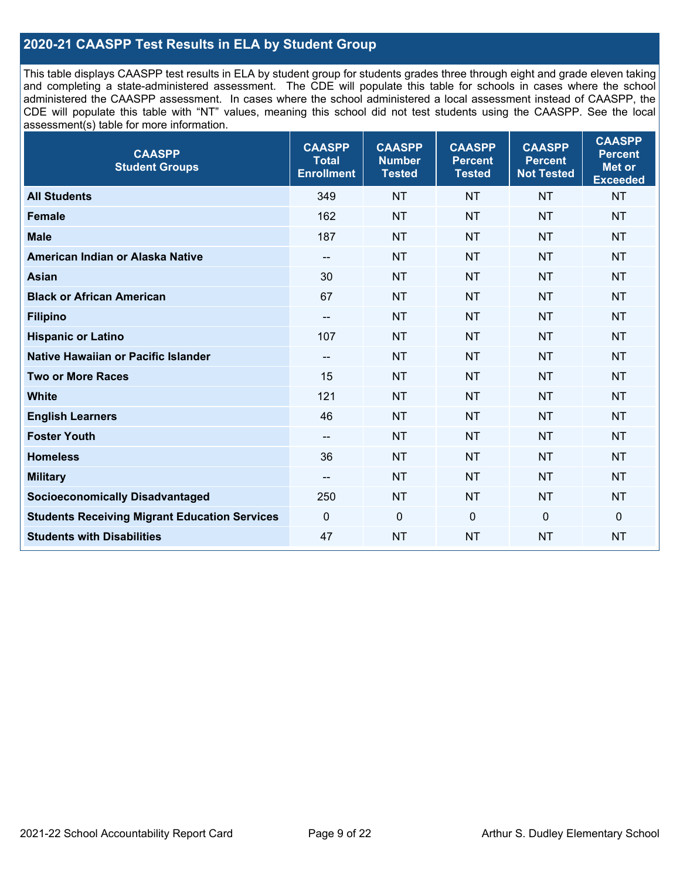## 2020-21 CAASPP Test Results in ELA by Student Group

This table displays CAASPP test results in ELA by student group for students grades three through eight and grade eleven taking and completing a state-administered assessment. The CDE will populate this table for schools in cases where the school administered the CAASPP assessment. In cases where the school administered a local assessment instead of CAASPP, the CDE will populate this table with "NT" values, meaning this school did not test students using the CAASPP. See the local assessment(s) table for more information.

| CAASPP Student Groups | CAASPP Total Enrollment | CAASPP Number Tested | CAASPP Percent Tested | CAASPP Percent Not Tested | CAASPP Percent Met or Exceeded |
|---|---|---|---|---|---|
| **All Students** | 349 | NT | NT | NT | NT |
| **Female** | 162 | NT | NT | NT | NT |
| **Male** | 187 | NT | NT | NT | NT |
| **American Indian or Alaska Native** | -- | NT | NT | NT | NT |
| **Asian** | 30 | NT | NT | NT | NT |
| **Black or African American** | 67 | NT | NT | NT | NT |
| **Filipino** | -- | NT | NT | NT | NT |
| **Hispanic or Latino** | 107 | NT | NT | NT | NT |
| **Native Hawaiian or Pacific Islander** | -- | NT | NT | NT | NT |
| **Two or More Races** | 15 | NT | NT | NT | NT |
| **White** | 121 | NT | NT | NT | NT |
| **English Learners** | 46 | NT | NT | NT | NT |
| **Foster Youth** | -- | NT | NT | NT | NT |
| **Homeless** | 36 | NT | NT | NT | NT |
| **Military** | -- | NT | NT | NT | NT |
| **Socioeconomically Disadvantaged** | 250 | NT | NT | NT | NT |
| **Students Receiving Migrant Education Services** | 0 | 0 | 0 | 0 | 0 |
| **Students with Disabilities** | 47 | NT | NT | NT | NT |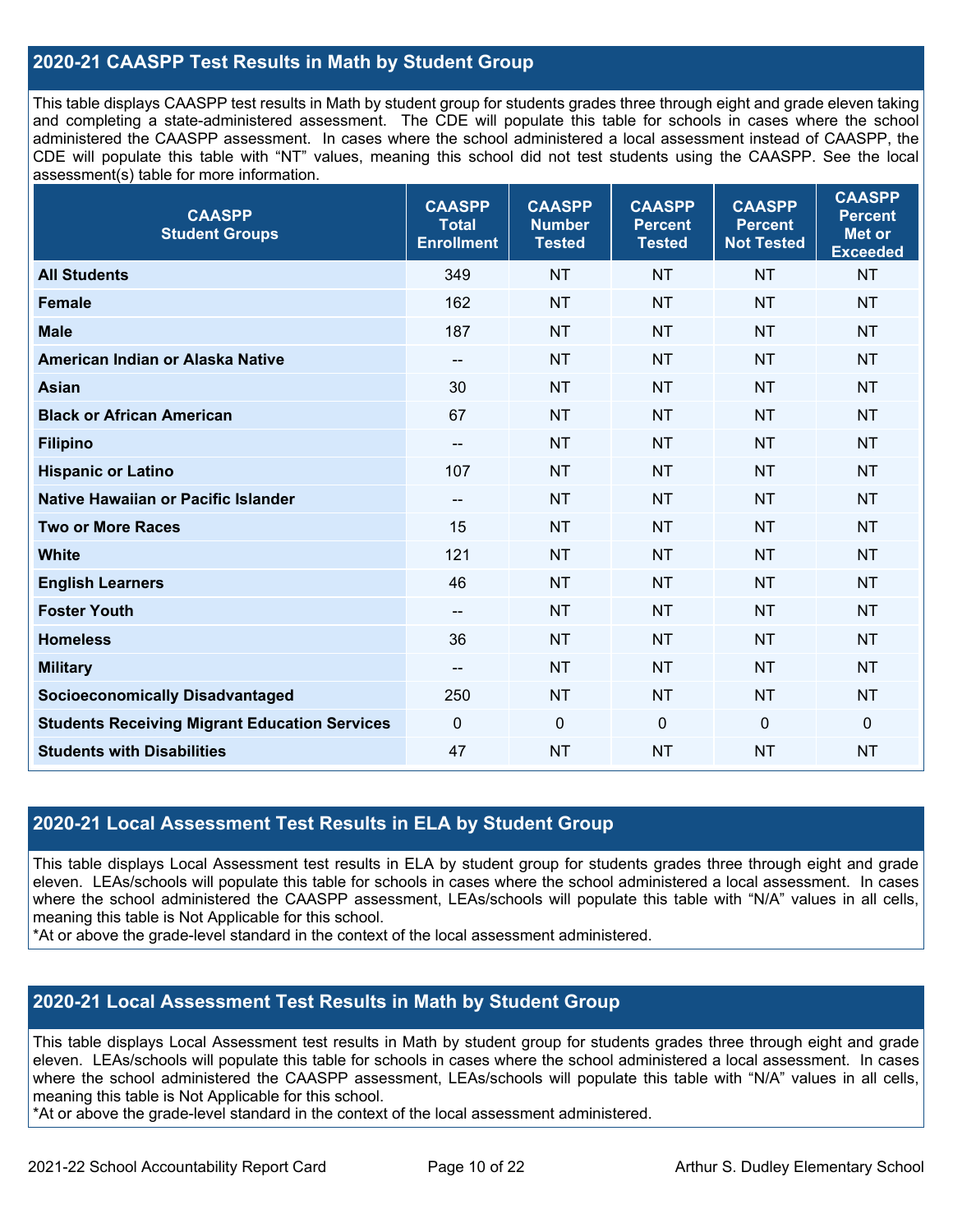## 2020-21 CAASPP Test Results in Math by Student Group

This table displays CAASPP test results in Math by student group for students grades three through eight and grade eleven taking and completing a state-administered assessment. The CDE will populate this table for schools in cases where the school administered the CAASPP assessment. In cases where the school administered a local assessment instead of CAASPP, the CDE will populate this table with "NT" values, meaning this school did not test students using the CAASPP. See the local assessment(s) table for more information.

| CAASPP Student Groups | CAASPP Total Enrollment | CAASPP Number Tested | CAASPP Percent Tested | CAASPP Percent Not Tested | CAASPP Percent Met or Exceeded |
|---|---|---|---|---|---|
| **All Students** | 349 | NT | NT | NT | NT |
| **Female** | 162 | NT | NT | NT | NT |
| **Male** | 187 | NT | NT | NT | NT |
| **American Indian or Alaska Native** | -- | NT | NT | NT | NT |
| **Asian** | 30 | NT | NT | NT | NT |
| **Black or African American** | 67 | NT | NT | NT | NT |
| **Filipino** | -- | NT | NT | NT | NT |
| **Hispanic or Latino** | 107 | NT | NT | NT | NT |
| **Native Hawaiian or Pacific Islander** | -- | NT | NT | NT | NT |
| **Two or More Races** | 15 | NT | NT | NT | NT |
| **White** | 121 | NT | NT | NT | NT |
| **English Learners** | 46 | NT | NT | NT | NT |
| **Foster Youth** | -- | NT | NT | NT | NT |
| **Homeless** | 36 | NT | NT | NT | NT |
| **Military** | -- | NT | NT | NT | NT |
| **Socioeconomically Disadvantaged** | 250 | NT | NT | NT | NT |
| **Students Receiving Migrant Education Services** | 0 | 0 | 0 | 0 | 0 |
| **Students with Disabilities** | 47 | NT | NT | NT | NT |

## 2020-21 Local Assessment Test Results in ELA by Student Group

This table displays Local Assessment test results in ELA by student group for students grades three through eight and grade eleven. LEAs/schools will populate this table for schools in cases where the school administered a local assessment. In cases where the school administered the CAASPP assessment, LEAs/schools will populate this table with "N/A" values in all cells, meaning this table is Not Applicable for this school.
*At or above the grade-level standard in the context of the local assessment administered.

## 2020-21 Local Assessment Test Results in Math by Student Group

This table displays Local Assessment test results in Math by student group for students grades three through eight and grade eleven. LEAs/schools will populate this table for schools in cases where the school administered a local assessment. In cases where the school administered the CAASPP assessment, LEAs/schools will populate this table with "N/A" values in all cells, meaning this table is Not Applicable for this school.
*At or above the grade-level standard in the context of the local assessment administered.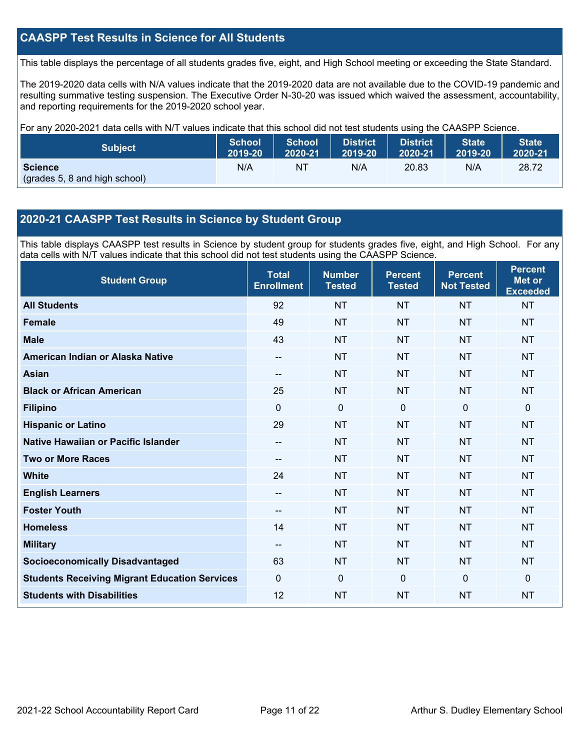## CAASPP Test Results in Science for All Students

This table displays the percentage of all students grades five, eight, and High School meeting or exceeding the State Standard.

The 2019-2020 data cells with N/A values indicate that the 2019-2020 data are not available due to the COVID-19 pandemic and resulting summative testing suspension. The Executive Order N-30-20 was issued which waived the assessment, accountability, and reporting requirements for the 2019-2020 school year.

For any 2020-2021 data cells with N/T values indicate that this school did not test students using the CAASPP Science.

| Subject | School 2019-20 | School 2020-21 | District 2019-20 | District 2020-21 | State 2019-20 | State 2020-21 |
|---|---|---|---|---|---|---|
| **Science** (grades 5, 8 and high school) | N/A | NT | N/A | 20.83 | N/A | 28.72 |

## 2020-21 CAASPP Test Results in Science by Student Group

This table displays CAASPP test results in Science by student group for students grades five, eight, and High School. For any data cells with N/T values indicate that this school did not test students using the CAASPP Science.

| Student Group | Total Enrollment | Number Tested | Percent Tested | Percent Not Tested | Percent Met or Exceeded |
|---|---|---|---|---|---|
| **All Students** | 92 | NT | NT | NT | NT |
| **Female** | 49 | NT | NT | NT | NT |
| **Male** | 43 | NT | NT | NT | NT |
| **American Indian or Alaska Native** | -- | NT | NT | NT | NT |
| **Asian** | -- | NT | NT | NT | NT |
| **Black or African American** | 25 | NT | NT | NT | NT |
| **Filipino** | 0 | 0 | 0 | 0 | 0 |
| **Hispanic or Latino** | 29 | NT | NT | NT | NT |
| **Native Hawaiian or Pacific Islander** | -- | NT | NT | NT | NT |
| **Two or More Races** | -- | NT | NT | NT | NT |
| **White** | 24 | NT | NT | NT | NT |
| **English Learners** | -- | NT | NT | NT | NT |
| **Foster Youth** | -- | NT | NT | NT | NT |
| **Homeless** | 14 | NT | NT | NT | NT |
| **Military** | -- | NT | NT | NT | NT |
| **Socioeconomically Disadvantaged** | 63 | NT | NT | NT | NT |
| **Students Receiving Migrant Education Services** | 0 | 0 | 0 | 0 | 0 |
| **Students with Disabilities** | 12 | NT | NT | NT | NT |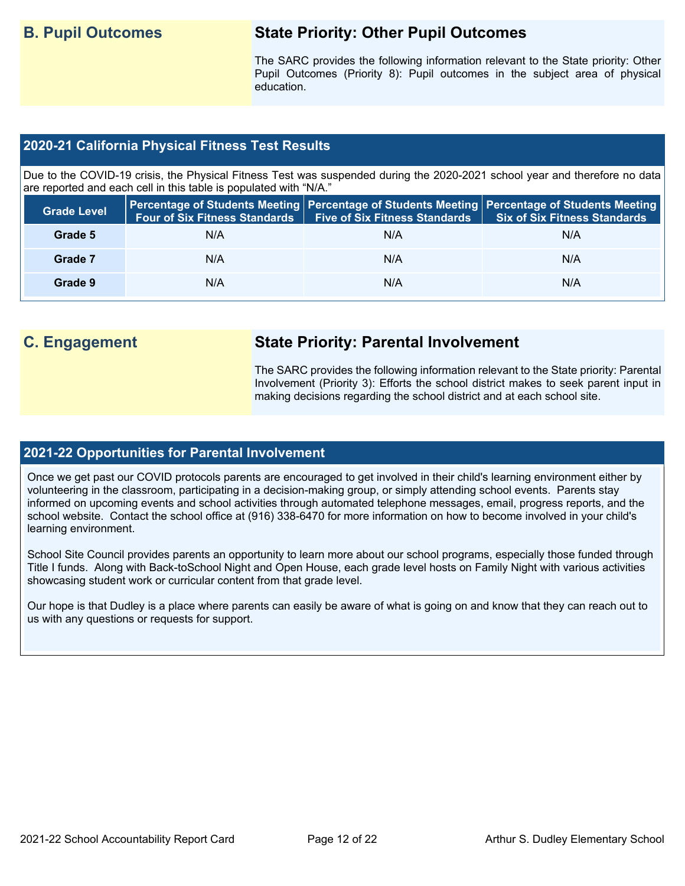## B. Pupil Outcomes

### State Priority: Other Pupil Outcomes

The SARC provides the following information relevant to the State priority: Other Pupil Outcomes (Priority 8): Pupil outcomes in the subject area of physical education.

### 2020-21 California Physical Fitness Test Results

Due to the COVID-19 crisis, the Physical Fitness Test was suspended during the 2020-2021 school year and therefore no data are reported and each cell in this table is populated with "N/A."

| Grade Level | Percentage of Students Meeting Four of Six Fitness Standards | Percentage of Students Meeting Five of Six Fitness Standards | Percentage of Students Meeting Six of Six Fitness Standards |
|---|---|---|---|
| Grade 5 | N/A | N/A | N/A |
| Grade 7 | N/A | N/A | N/A |
| Grade 9 | N/A | N/A | N/A |

## C. Engagement

### State Priority: Parental Involvement

The SARC provides the following information relevant to the State priority: Parental Involvement (Priority 3): Efforts the school district makes to seek parent input in making decisions regarding the school district and at each school site.

### 2021-22 Opportunities for Parental Involvement

Once we get past our COVID protocols parents are encouraged to get involved in their child's learning environment either by volunteering in the classroom, participating in a decision-making group, or simply attending school events. Parents stay informed on upcoming events and school activities through automated telephone messages, email, progress reports, and the school website. Contact the school office at (916) 338-6470 for more information on how to become involved in your child's learning environment.

School Site Council provides parents an opportunity to learn more about our school programs, especially those funded through Title I funds. Along with Back-toSchool Night and Open House, each grade level hosts on Family Night with various activities showcasing student work or curricular content from that grade level.

Our hope is that Dudley is a place where parents can easily be aware of what is going on and know that they can reach out to us with any questions or requests for support.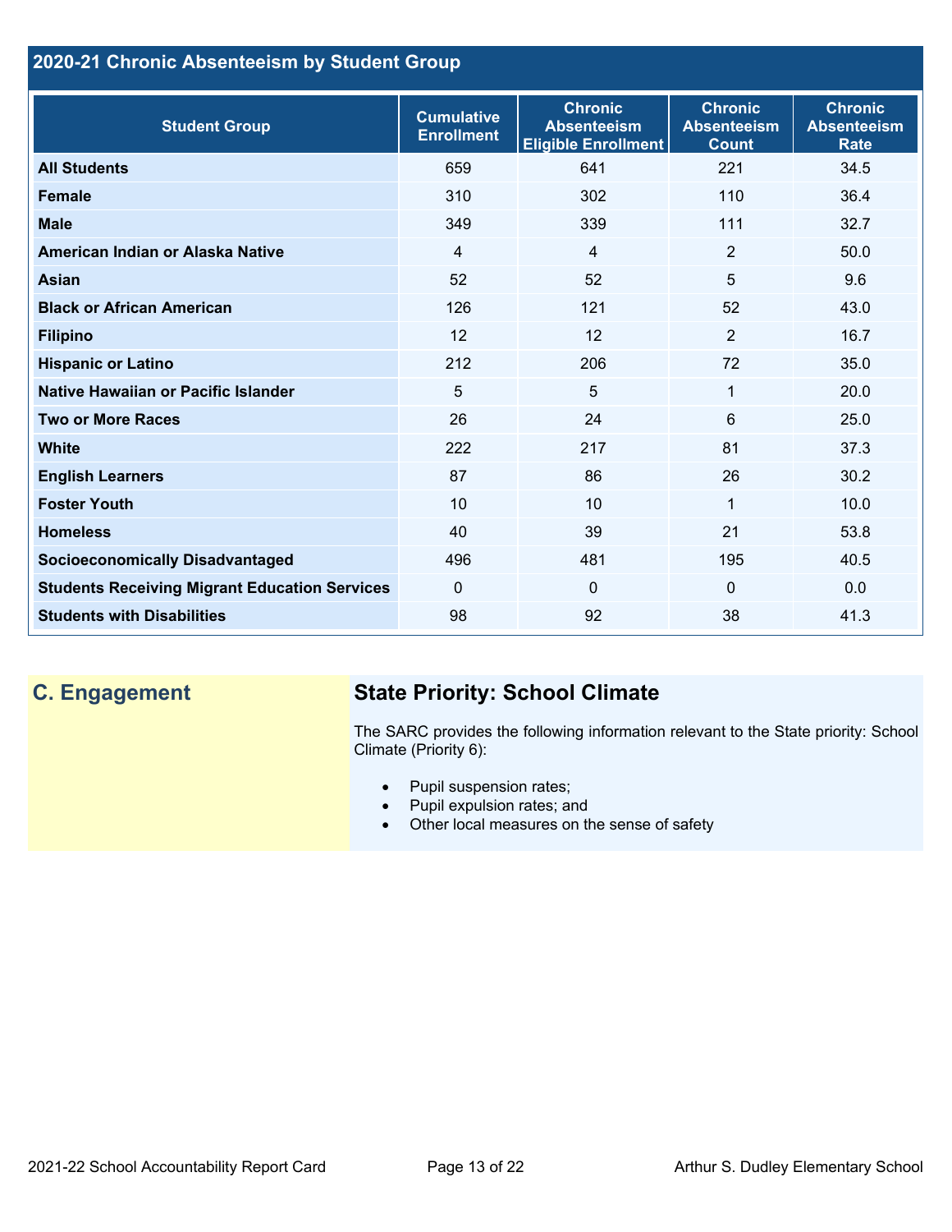## 2020-21 Chronic Absenteeism by Student Group

| Student Group | Cumulative Enrollment | Chronic Absenteeism Eligible Enrollment | Chronic Absenteeism Count | Chronic Absenteeism Rate |
|---|---|---|---|---|
| **All Students** | 659 | 641 | 221 | 34.5 |
| **Female** | 310 | 302 | 110 | 36.4 |
| **Male** | 349 | 339 | 111 | 32.7 |
| **American Indian or Alaska Native** | 4 | 4 | 2 | 50.0 |
| **Asian** | 52 | 52 | 5 | 9.6 |
| **Black or African American** | 126 | 121 | 52 | 43.0 |
| **Filipino** | 12 | 12 | 2 | 16.7 |
| **Hispanic or Latino** | 212 | 206 | 72 | 35.0 |
| **Native Hawaiian or Pacific Islander** | 5 | 5 | 1 | 20.0 |
| **Two or More Races** | 26 | 24 | 6 | 25.0 |
| **White** | 222 | 217 | 81 | 37.3 |
| **English Learners** | 87 | 86 | 26 | 30.2 |
| **Foster Youth** | 10 | 10 | 1 | 10.0 |
| **Homeless** | 40 | 39 | 21 | 53.8 |
| **Socioeconomically Disadvantaged** | 496 | 481 | 195 | 40.5 |
| **Students Receiving Migrant Education Services** | 0 | 0 | 0 | 0.0 |
| **Students with Disabilities** | 98 | 92 | 38 | 41.3 |

## C. Engagement

### State Priority: School Climate

The SARC provides the following information relevant to the State priority: School Climate (Priority 6):

- Pupil suspension rates;
- Pupil expulsion rates; and
- Other local measures on the sense of safety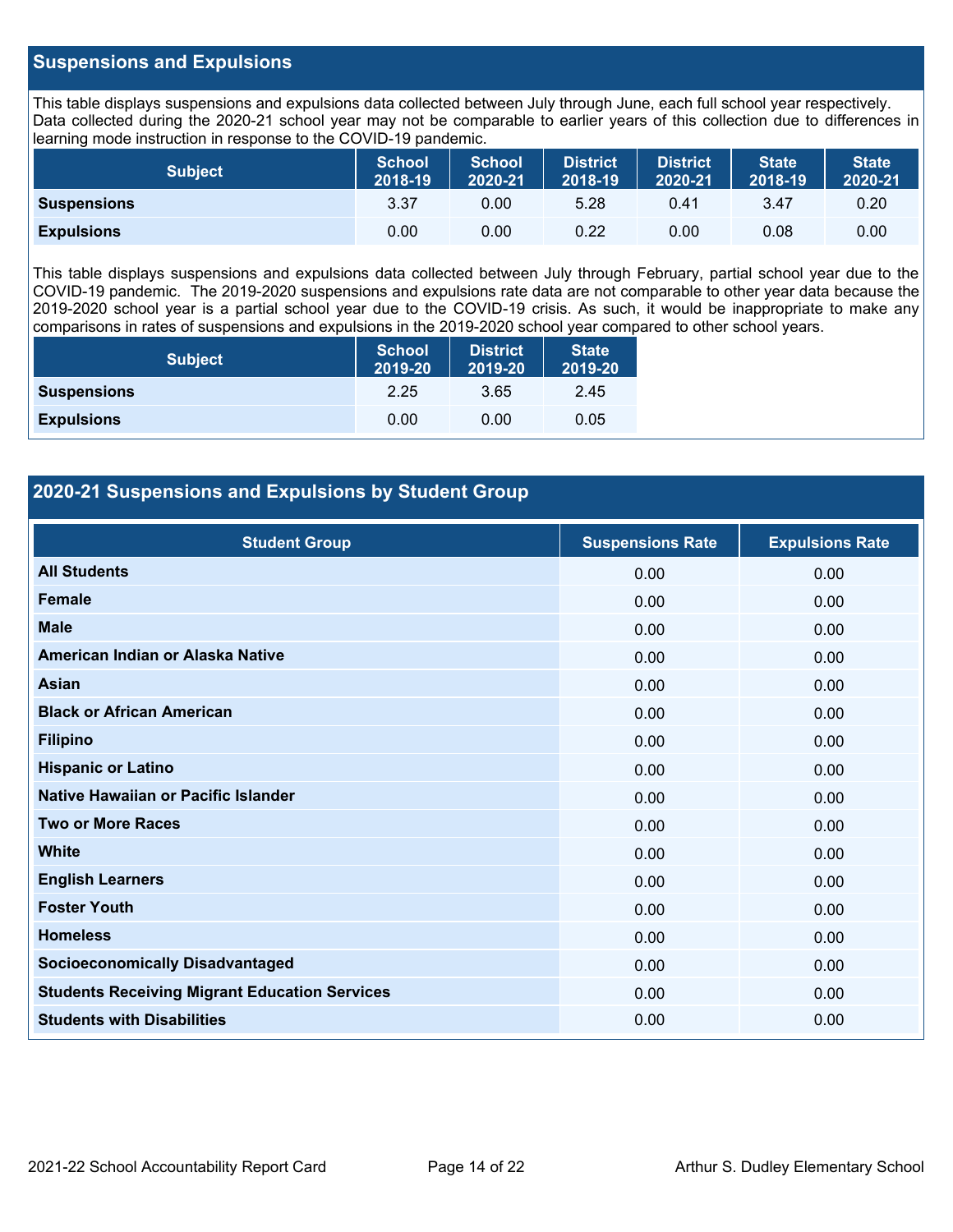## Suspensions and Expulsions

This table displays suspensions and expulsions data collected between July through June, each full school year respectively. Data collected during the 2020-21 school year may not be comparable to earlier years of this collection due to differences in learning mode instruction in response to the COVID-19 pandemic.

| Subject | School 2018-19 | School 2020-21 | District 2018-19 | District 2020-21 | State 2018-19 | State 2020-21 |
|---|---|---|---|---|---|---|
| **Suspensions** | 3.37 | 0.00 | 5.28 | 0.41 | 3.47 | 0.20 |
| **Expulsions** | 0.00 | 0.00 | 0.22 | 0.00 | 0.08 | 0.00 |

This table displays suspensions and expulsions data collected between July through February, partial school year due to the COVID-19 pandemic. The 2019-2020 suspensions and expulsions rate data are not comparable to other year data because the 2019-2020 school year is a partial school year due to the COVID-19 crisis. As such, it would be inappropriate to make any comparisons in rates of suspensions and expulsions in the 2019-2020 school year compared to other school years.

| Subject | School 2019-20 | District 2019-20 | State 2019-20 |
|---|---|---|---|
| **Suspensions** | 2.25 | 3.65 | 2.45 |
| **Expulsions** | 0.00 | 0.00 | 0.05 |

## 2020-21 Suspensions and Expulsions by Student Group

| Student Group | Suspensions Rate | Expulsions Rate |
|---|---|---|
| **All Students** | 0.00 | 0.00 |
| **Female** | 0.00 | 0.00 |
| **Male** | 0.00 | 0.00 |
| **American Indian or Alaska Native** | 0.00 | 0.00 |
| **Asian** | 0.00 | 0.00 |
| **Black or African American** | 0.00 | 0.00 |
| **Filipino** | 0.00 | 0.00 |
| **Hispanic or Latino** | 0.00 | 0.00 |
| **Native Hawaiian or Pacific Islander** | 0.00 | 0.00 |
| **Two or More Races** | 0.00 | 0.00 |
| **White** | 0.00 | 0.00 |
| **English Learners** | 0.00 | 0.00 |
| **Foster Youth** | 0.00 | 0.00 |
| **Homeless** | 0.00 | 0.00 |
| **Socioeconomically Disadvantaged** | 0.00 | 0.00 |
| **Students Receiving Migrant Education Services** | 0.00 | 0.00 |
| **Students with Disabilities** | 0.00 | 0.00 |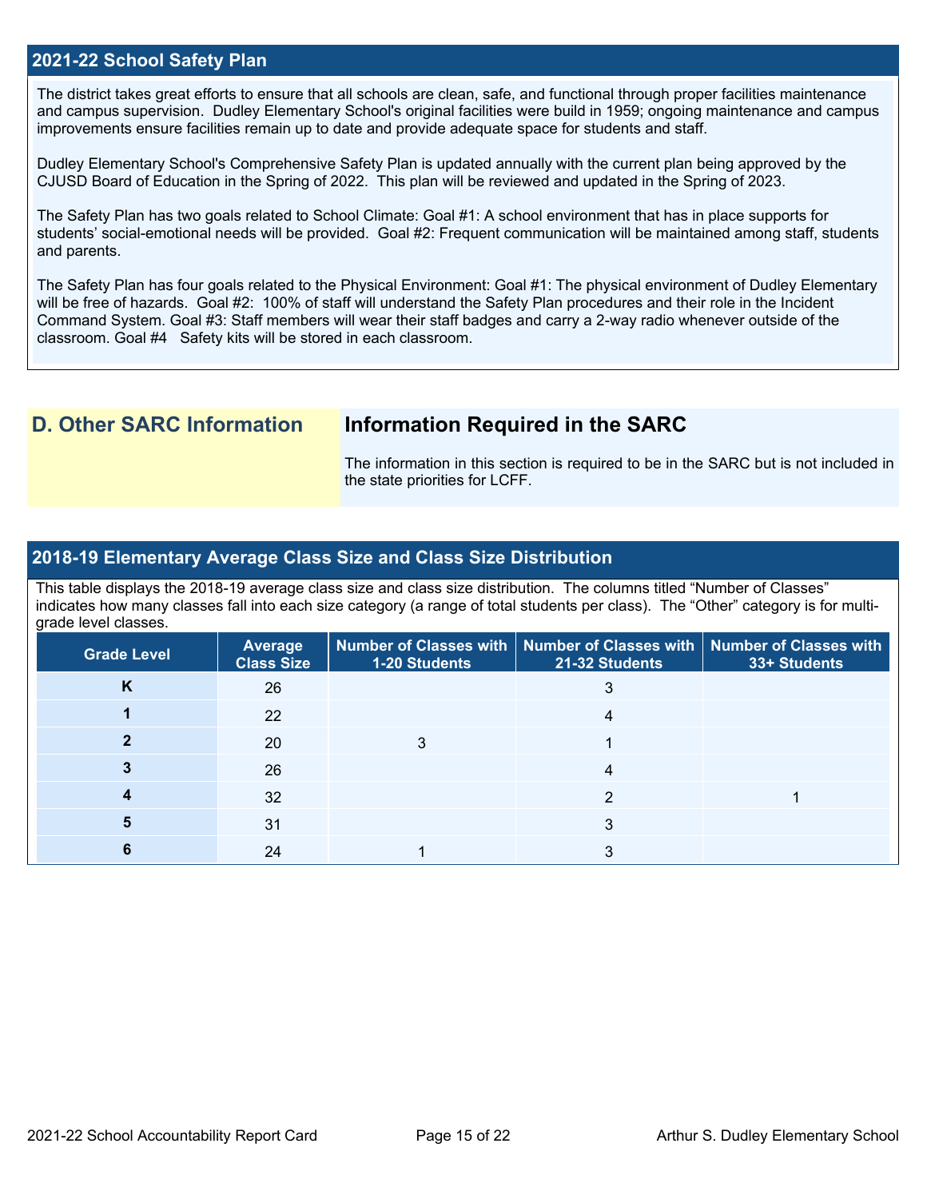## 2021-22 School Safety Plan

The district takes great efforts to ensure that all schools are clean, safe, and functional through proper facilities maintenance and campus supervision. Dudley Elementary School's original facilities were build in 1959; ongoing maintenance and campus improvements ensure facilities remain up to date and provide adequate space for students and staff.

Dudley Elementary School's Comprehensive Safety Plan is updated annually with the current plan being approved by the CJUSD Board of Education in the Spring of 2022. This plan will be reviewed and updated in the Spring of 2023.

The Safety Plan has two goals related to School Climate: Goal #1: A school environment that has in place supports for students' social-emotional needs will be provided. Goal #2: Frequent communication will be maintained among staff, students and parents.

The Safety Plan has four goals related to the Physical Environment: Goal #1: The physical environment of Dudley Elementary will be free of hazards. Goal #2: 100% of staff will understand the Safety Plan procedures and their role in the Incident Command System. Goal #3: Staff members will wear their staff badges and carry a 2-way radio whenever outside of the classroom. Goal #4 Safety kits will be stored in each classroom.

## D. Other SARC Information

### Information Required in the SARC

The information in this section is required to be in the SARC but is not included in the state priorities for LCFF.

## 2018-19 Elementary Average Class Size and Class Size Distribution

This table displays the 2018-19 average class size and class size distribution. The columns titled "Number of Classes" indicates how many classes fall into each size category (a range of total students per class). The "Other" category is for multi-grade level classes.

| Grade Level | Average Class Size | Number of Classes with 1-20 Students | Number of Classes with 21-32 Students | Number of Classes with 33+ Students |
|---|---|---|---|---|
| K | 26 | | 3 | |
| 1 | 22 | | 4 | |
| 2 | 20 | 3 | 1 | |
| 3 | 26 | | 4 | |
| 4 | 32 | | 2 | 1 |
| 5 | 31 | | 3 | |
| 6 | 24 | 1 | 3 | |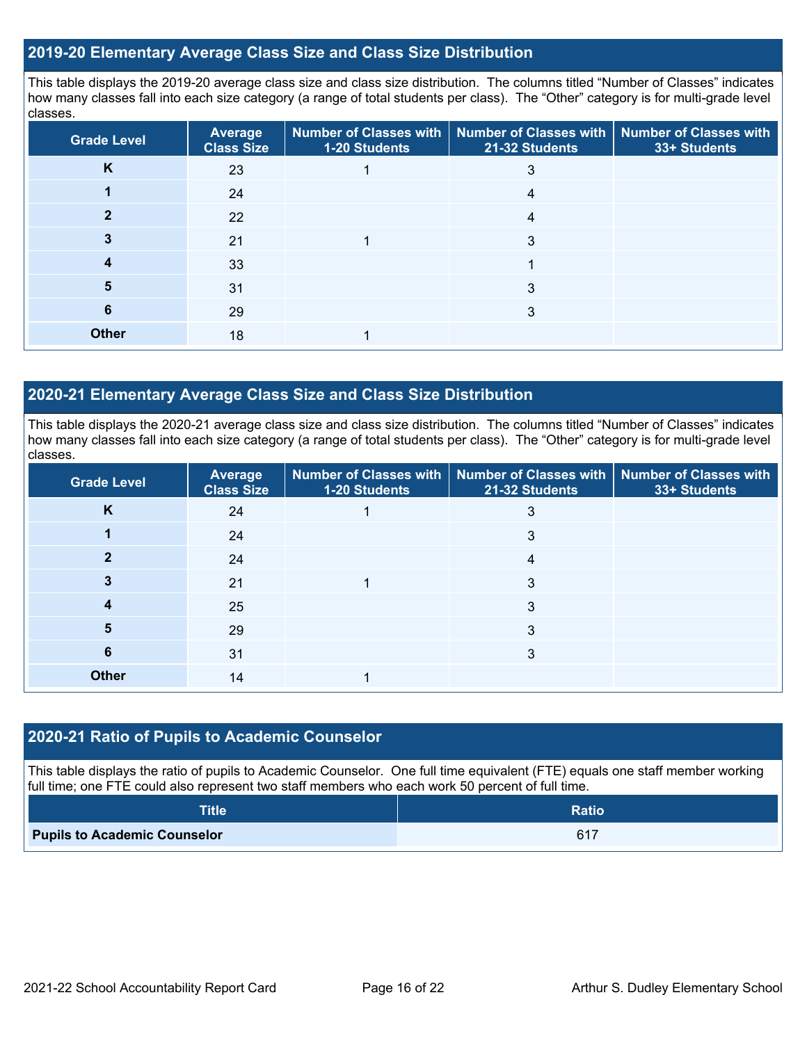## 2019-20 Elementary Average Class Size and Class Size Distribution

This table displays the 2019-20 average class size and class size distribution. The columns titled "Number of Classes" indicates how many classes fall into each size category (a range of total students per class). The "Other" category is for multi-grade level classes.

| Grade Level | Average Class Size | Number of Classes with 1-20 Students | Number of Classes with 21-32 Students | Number of Classes with 33+ Students |
|---|---|---|---|---|
| K | 23 | 1 | 3 | |
| 1 | 24 | | 4 | |
| 2 | 22 | | 4 | |
| 3 | 21 | 1 | 3 | |
| 4 | 33 | | 1 | |
| 5 | 31 | | 3 | |
| 6 | 29 | | 3 | |
| Other | 18 | 1 | | |

## 2020-21 Elementary Average Class Size and Class Size Distribution

This table displays the 2020-21 average class size and class size distribution. The columns titled "Number of Classes" indicates how many classes fall into each size category (a range of total students per class). The "Other" category is for multi-grade level classes.

| Grade Level | Average Class Size | Number of Classes with 1-20 Students | Number of Classes with 21-32 Students | Number of Classes with 33+ Students |
|---|---|---|---|---|
| K | 24 | 1 | 3 | |
| 1 | 24 | | 3 | |
| 2 | 24 | | 4 | |
| 3 | 21 | 1 | 3 | |
| 4 | 25 | | 3 | |
| 5 | 29 | | 3 | |
| 6 | 31 | | 3 | |
| Other | 14 | 1 | | |

## 2020-21 Ratio of Pupils to Academic Counselor

This table displays the ratio of pupils to Academic Counselor. One full time equivalent (FTE) equals one staff member working full time; one FTE could also represent two staff members who each work 50 percent of full time.

| Title | Ratio |
|---|---|
| Pupils to Academic Counselor | 617 |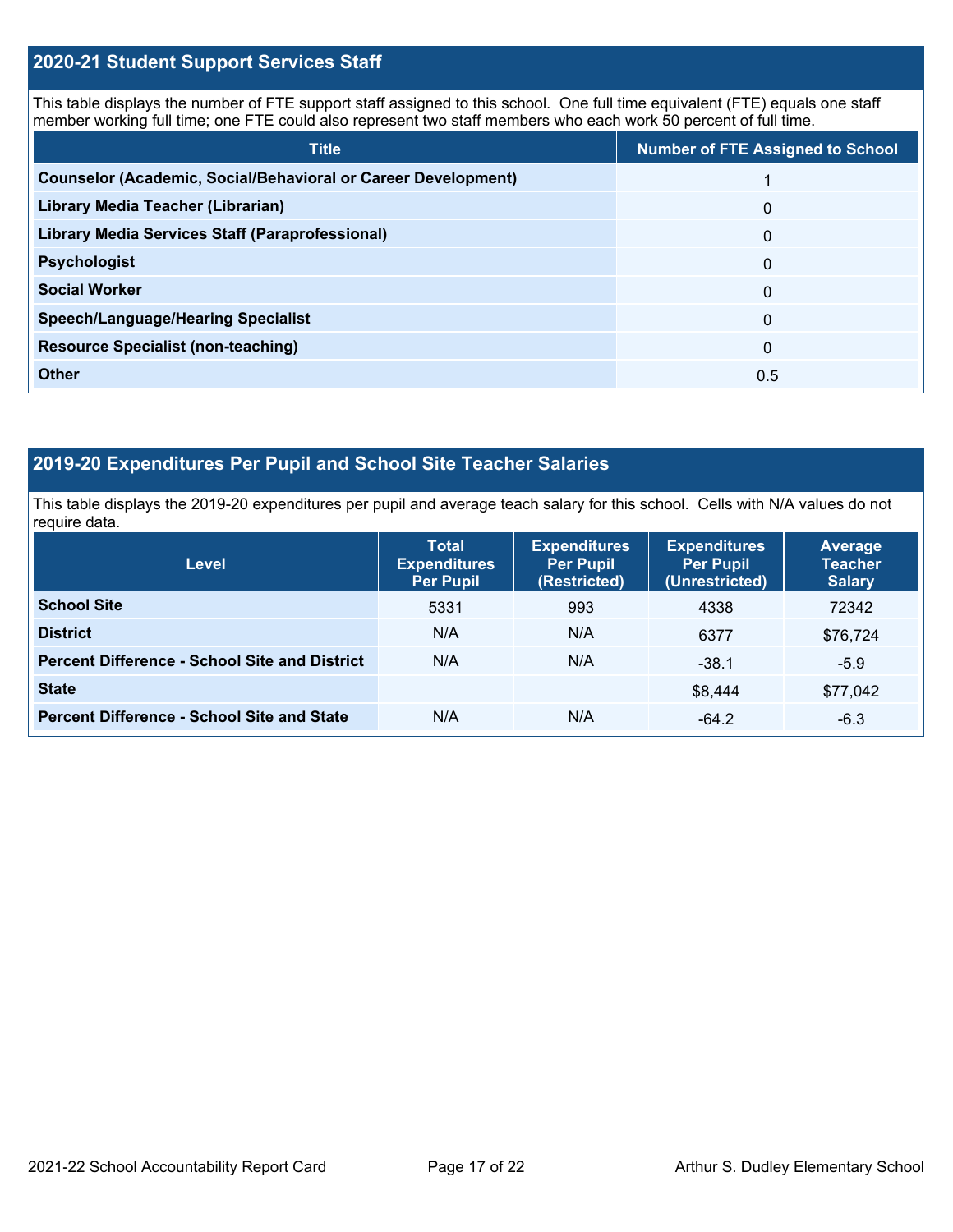## 2020-21 Student Support Services Staff

This table displays the number of FTE support staff assigned to this school. One full time equivalent (FTE) equals one staff member working full time; one FTE could also represent two staff members who each work 50 percent of full time.

| Title | Number of FTE Assigned to School |
|---|---|
| **Counselor (Academic, Social/Behavioral or Career Development)** | 1 |
| **Library Media Teacher (Librarian)** | 0 |
| **Library Media Services Staff (Paraprofessional)** | 0 |
| **Psychologist** | 0 |
| **Social Worker** | 0 |
| **Speech/Language/Hearing Specialist** | 0 |
| **Resource Specialist (non-teaching)** | 0 |
| **Other** | 0.5 |

## 2019-20 Expenditures Per Pupil and School Site Teacher Salaries

This table displays the 2019-20 expenditures per pupil and average teach salary for this school. Cells with N/A values do not require data.

| Level | Total Expenditures Per Pupil | Expenditures Per Pupil (Restricted) | Expenditures Per Pupil (Unrestricted) | Average Teacher Salary |
|---|---|---|---|---|
| **School Site** | 5331 | 993 | 4338 | 72342 |
| **District** | N/A | N/A | 6377 | $76,724 |
| **Percent Difference - School Site and District** | N/A | N/A | -38.1 | -5.9 |
| **State** | | | $8,444 | $77,042 |
| **Percent Difference - School Site and State** | N/A | N/A | -64.2 | -6.3 |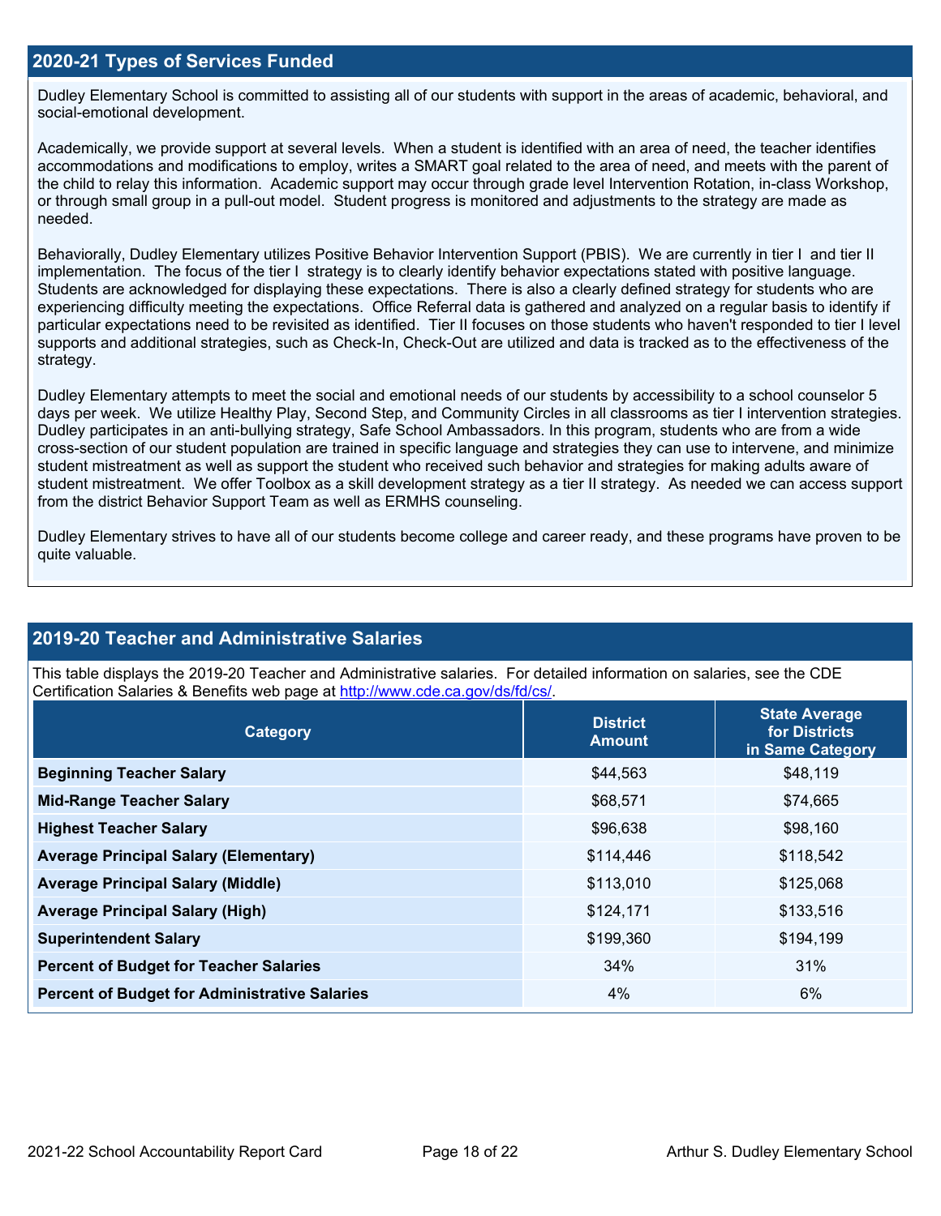## 2020-21 Types of Services Funded

Dudley Elementary School is committed to assisting all of our students with support in the areas of academic, behavioral, and social-emotional development.

Academically, we provide support at several levels. When a student is identified with an area of need, the teacher identifies accommodations and modifications to employ, writes a SMART goal related to the area of need, and meets with the parent of the child to relay this information. Academic support may occur through grade level Intervention Rotation, in-class Workshop, or through small group in a pull-out model. Student progress is monitored and adjustments to the strategy are made as needed.

Behaviorally, Dudley Elementary utilizes Positive Behavior Intervention Support (PBIS). We are currently in tier I and tier II implementation. The focus of the tier I strategy is to clearly identify behavior expectations stated with positive language. Students are acknowledged for displaying these expectations. There is also a clearly defined strategy for students who are experiencing difficulty meeting the expectations. Office Referral data is gathered and analyzed on a regular basis to identify if particular expectations need to be revisited as identified. Tier II focuses on those students who haven't responded to tier I level supports and additional strategies, such as Check-In, Check-Out are utilized and data is tracked as to the effectiveness of the strategy.

Dudley Elementary attempts to meet the social and emotional needs of our students by accessibility to a school counselor 5 days per week. We utilize Healthy Play, Second Step, and Community Circles in all classrooms as tier I intervention strategies. Dudley participates in an anti-bullying strategy, Safe School Ambassadors. In this program, students who are from a wide cross-section of our student population are trained in specific language and strategies they can use to intervene, and minimize student mistreatment as well as support the student who received such behavior and strategies for making adults aware of student mistreatment. We offer Toolbox as a skill development strategy as a tier II strategy. As needed we can access support from the district Behavior Support Team as well as ERMHS counseling.

Dudley Elementary strives to have all of our students become college and career ready, and these programs have proven to be quite valuable.

## 2019-20 Teacher and Administrative Salaries

This table displays the 2019-20 Teacher and Administrative salaries. For detailed information on salaries, see the CDE Certification Salaries & Benefits web page at http://www.cde.ca.gov/ds/fd/cs/.

| Category | District Amount | State Average for Districts in Same Category |
|---|---|---|
| **Beginning Teacher Salary** | $44,563 | $48,119 |
| **Mid-Range Teacher Salary** | $68,571 | $74,665 |
| **Highest Teacher Salary** | $96,638 | $98,160 |
| **Average Principal Salary (Elementary)** | $114,446 | $118,542 |
| **Average Principal Salary (Middle)** | $113,010 | $125,068 |
| **Average Principal Salary (High)** | $124,171 | $133,516 |
| **Superintendent Salary** | $199,360 | $194,199 |
| **Percent of Budget for Teacher Salaries** | 34% | 31% |
| **Percent of Budget for Administrative Salaries** | 4% | 6% |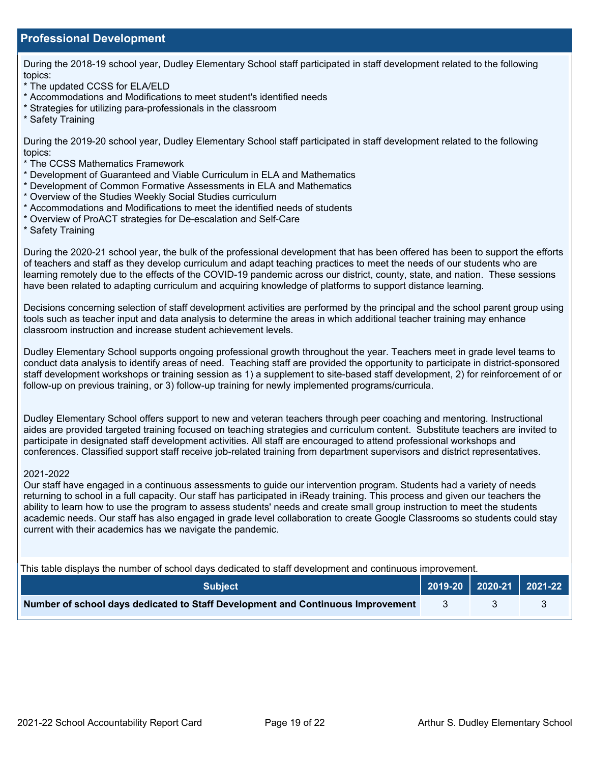## Professional Development

During the 2018-19 school year, Dudley Elementary School staff participated in staff development related to the following topics:
* The updated CCSS for ELA/ELD
* Accommodations and Modifications to meet student's identified needs
* Strategies for utilizing para-professionals in the classroom
* Safety Training

During the 2019-20 school year, Dudley Elementary School staff participated in staff development related to the following topics:
* The CCSS Mathematics Framework
* Development of Guaranteed and Viable Curriculum in ELA and Mathematics
* Development of Common Formative Assessments in ELA and Mathematics
* Overview of the Studies Weekly Social Studies curriculum
* Accommodations and Modifications to meet the identified needs of students
* Overview of ProACT strategies for De-escalation and Self-Care
* Safety Training

During the 2020-21 school year, the bulk of the professional development that has been offered has been to support the efforts of teachers and staff as they develop curriculum and adapt teaching practices to meet the needs of our students who are learning remotely due to the effects of the COVID-19 pandemic across our district, county, state, and nation. These sessions have been related to adapting curriculum and acquiring knowledge of platforms to support distance learning.

Decisions concerning selection of staff development activities are performed by the principal and the school parent group using tools such as teacher input and data analysis to determine the areas in which additional teacher training may enhance classroom instruction and increase student achievement levels.

Dudley Elementary School supports ongoing professional growth throughout the year. Teachers meet in grade level teams to conduct data analysis to identify areas of need. Teaching staff are provided the opportunity to participate in district-sponsored staff development workshops or training session as 1) a supplement to site-based staff development, 2) for reinforcement of or follow-up on previous training, or 3) follow-up training for newly implemented programs/curricula.

Dudley Elementary School offers support to new and veteran teachers through peer coaching and mentoring. Instructional aides are provided targeted training focused on teaching strategies and curriculum content. Substitute teachers are invited to participate in designated staff development activities. All staff are encouraged to attend professional workshops and conferences. Classified support staff receive job-related training from department supervisors and district representatives.

2021-2022
Our staff have engaged in a continuous assessments to guide our intervention program. Students had a variety of needs returning to school in a full capacity. Our staff has participated in iReady training. This process and given our teachers the ability to learn how to use the program to assess students' needs and create small group instruction to meet the students academic needs. Our staff has also engaged in grade level collaboration to create Google Classrooms so students could stay current with their academics has we navigate the pandemic.

This table displays the number of school days dedicated to staff development and continuous improvement.

| Subject | 2019-20 | 2020-21 | 2021-22 |
|---|---|---|---|
| **Number of school days dedicated to Staff Development and Continuous Improvement** | 3 | 3 | 3 |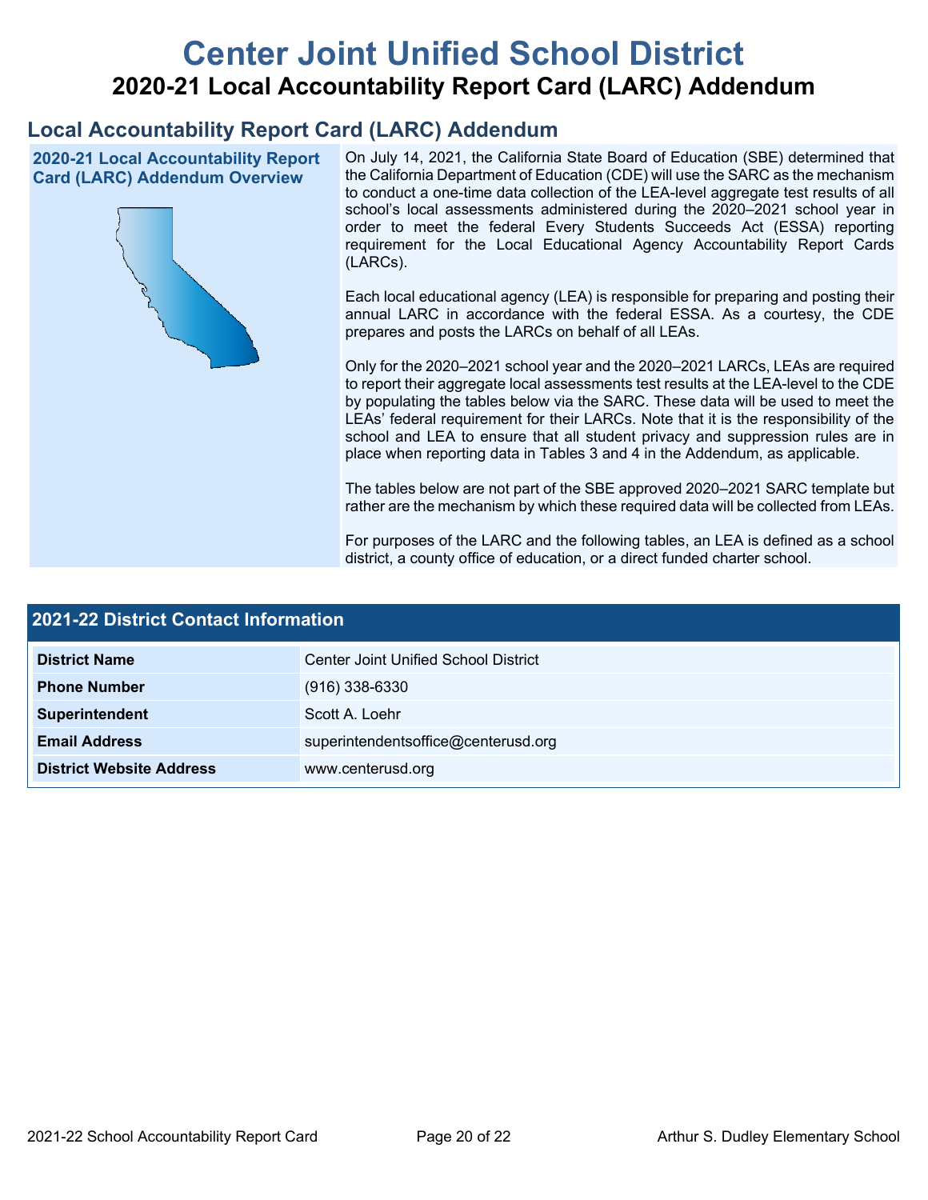# Center Joint Unified School District

## 2020-21 Local Accountability Report Card (LARC) Addendum

## Local Accountability Report Card (LARC) Addendum

### 2020-21 Local Accountability Report Card (LARC) Addendum Overview

On July 14, 2021, the California State Board of Education (SBE) determined that the California Department of Education (CDE) will use the SARC as the mechanism to conduct a one-time data collection of the LEA-level aggregate test results of all school's local assessments administered during the 2020–2021 school year in order to meet the federal Every Students Succeeds Act (ESSA) reporting requirement for the Local Educational Agency Accountability Report Cards (LARCs).

Each local educational agency (LEA) is responsible for preparing and posting their annual LARC in accordance with the federal ESSA. As a courtesy, the CDE prepares and posts the LARCs on behalf of all LEAs.

Only for the 2020–2021 school year and the 2020–2021 LARCs, LEAs are required to report their aggregate local assessments test results at the LEA-level to the CDE by populating the tables below via the SARC. These data will be used to meet the LEAs' federal requirement for their LARCs. Note that it is the responsibility of the school and LEA to ensure that all student privacy and suppression rules are in place when reporting data in Tables 3 and 4 in the Addendum, as applicable.

The tables below are not part of the SBE approved 2020–2021 SARC template but rather are the mechanism by which these required data will be collected from LEAs.

For purposes of the LARC and the following tables, an LEA is defined as a school district, a county office of education, or a direct funded charter school.

### 2021-22 District Contact Information

| 2021-22 District Contact Information | |
|---|---|
| **District Name** | Center Joint Unified School District |
| **Phone Number** | (916) 338-6330 |
| **Superintendent** | Scott A. Loehr |
| **Email Address** | superintendentsoffice@centerusd.org |
| **District Website Address** | www.centerusd.org |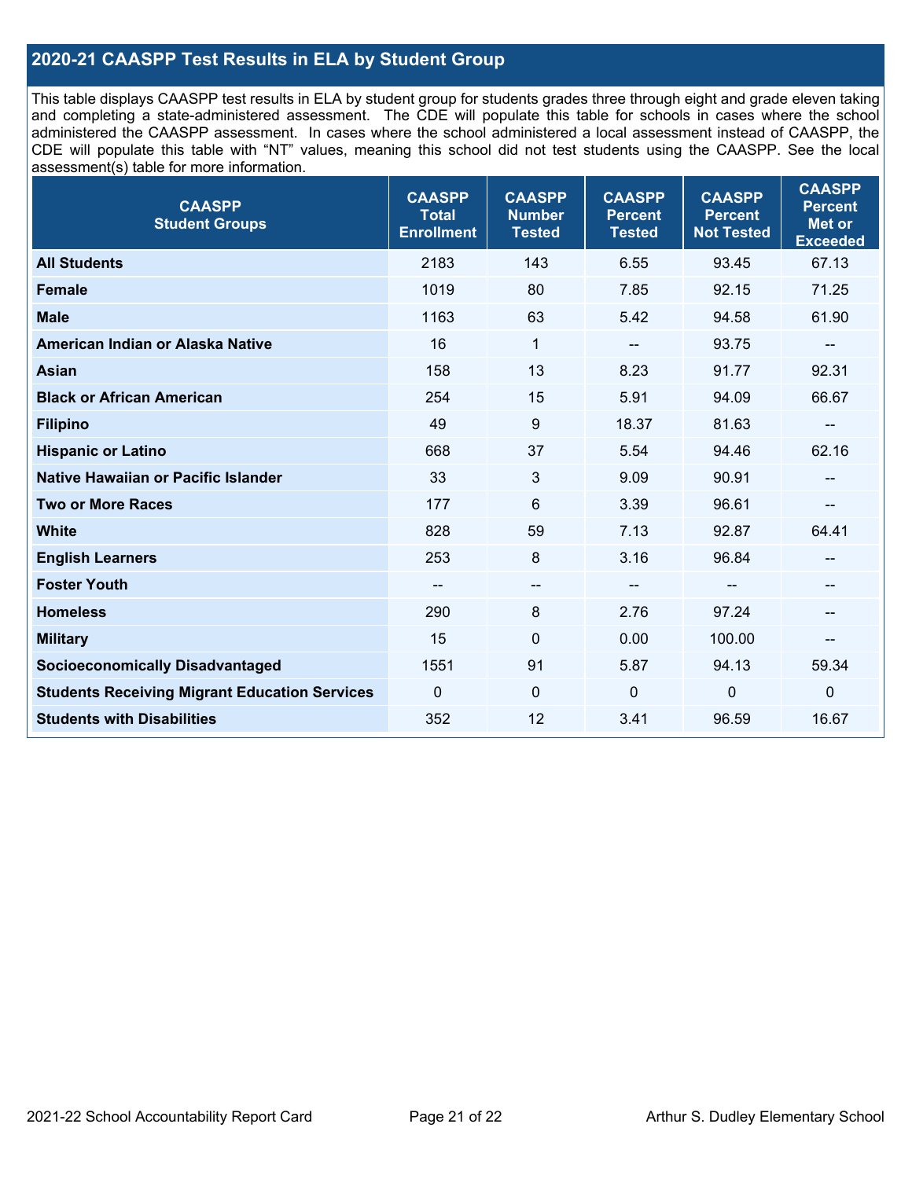## 2020-21 CAASPP Test Results in ELA by Student Group

This table displays CAASPP test results in ELA by student group for students grades three through eight and grade eleven taking and completing a state-administered assessment. The CDE will populate this table for schools in cases where the school administered the CAASPP assessment. In cases where the school administered a local assessment instead of CAASPP, the CDE will populate this table with "NT" values, meaning this school did not test students using the CAASPP. See the local assessment(s) table for more information.

| CAASPP Student Groups | CAASPP Total Enrollment | CAASPP Number Tested | CAASPP Percent Tested | CAASPP Percent Not Tested | CAASPP Percent Met or Exceeded |
|---|---|---|---|---|---|
| **All Students** | 2183 | 143 | 6.55 | 93.45 | 67.13 |
| **Female** | 1019 | 80 | 7.85 | 92.15 | 71.25 |
| **Male** | 1163 | 63 | 5.42 | 94.58 | 61.90 |
| **American Indian or Alaska Native** | 16 | 1 | -- | 93.75 | -- |
| **Asian** | 158 | 13 | 8.23 | 91.77 | 92.31 |
| **Black or African American** | 254 | 15 | 5.91 | 94.09 | 66.67 |
| **Filipino** | 49 | 9 | 18.37 | 81.63 | -- |
| **Hispanic or Latino** | 668 | 37 | 5.54 | 94.46 | 62.16 |
| **Native Hawaiian or Pacific Islander** | 33 | 3 | 9.09 | 90.91 | -- |
| **Two or More Races** | 177 | 6 | 3.39 | 96.61 | -- |
| **White** | 828 | 59 | 7.13 | 92.87 | 64.41 |
| **English Learners** | 253 | 8 | 3.16 | 96.84 | -- |
| **Foster Youth** | -- | -- | -- | -- | -- |
| **Homeless** | 290 | 8 | 2.76 | 97.24 | -- |
| **Military** | 15 | 0 | 0.00 | 100.00 | -- |
| **Socioeconomically Disadvantaged** | 1551 | 91 | 5.87 | 94.13 | 59.34 |
| **Students Receiving Migrant Education Services** | 0 | 0 | 0 | 0 | 0 |
| **Students with Disabilities** | 352 | 12 | 3.41 | 96.59 | 16.67 |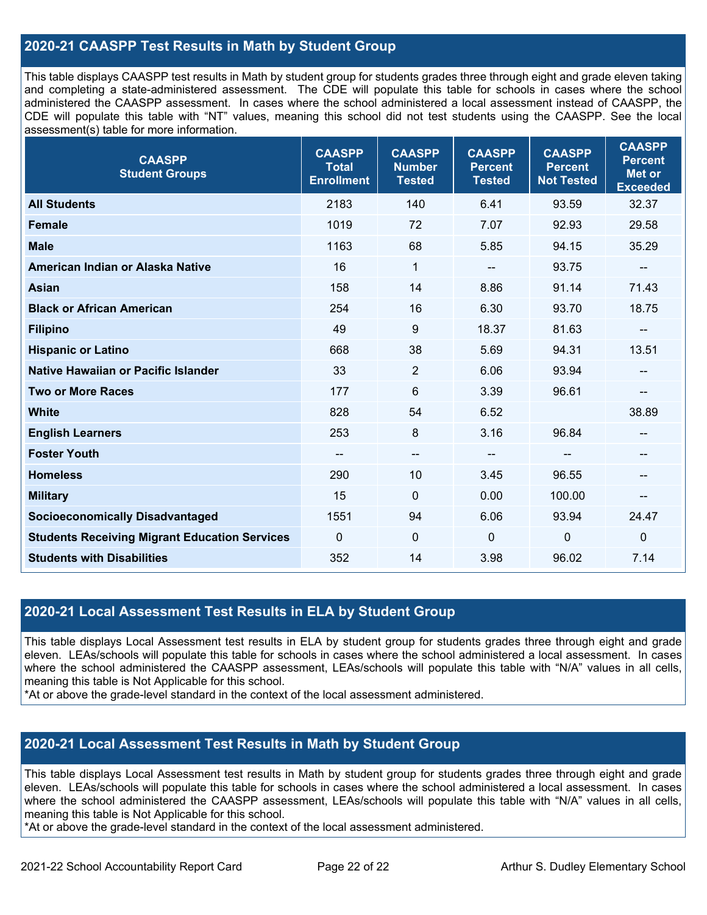## 2020-21 CAASPP Test Results in Math by Student Group

This table displays CAASPP test results in Math by student group for students grades three through eight and grade eleven taking and completing a state-administered assessment. The CDE will populate this table for schools in cases where the school administered the CAASPP assessment. In cases where the school administered a local assessment instead of CAASPP, the CDE will populate this table with "NT" values, meaning this school did not test students using the CAASPP. See the local assessment(s) table for more information.

| CAASPP Student Groups | CAASPP Total Enrollment | CAASPP Number Tested | CAASPP Percent Tested | CAASPP Percent Not Tested | CAASPP Percent Met or Exceeded |
|---|---|---|---|---|---|
| **All Students** | 2183 | 140 | 6.41 | 93.59 | 32.37 |
| **Female** | 1019 | 72 | 7.07 | 92.93 | 29.58 |
| **Male** | 1163 | 68 | 5.85 | 94.15 | 35.29 |
| **American Indian or Alaska Native** | 16 | 1 | -- | 93.75 | -- |
| **Asian** | 158 | 14 | 8.86 | 91.14 | 71.43 |
| **Black or African American** | 254 | 16 | 6.30 | 93.70 | 18.75 |
| **Filipino** | 49 | 9 | 18.37 | 81.63 | -- |
| **Hispanic or Latino** | 668 | 38 | 5.69 | 94.31 | 13.51 |
| **Native Hawaiian or Pacific Islander** | 33 | 2 | 6.06 | 93.94 | -- |
| **Two or More Races** | 177 | 6 | 3.39 | 96.61 | -- |
| **White** | 828 | 54 | 6.52 | | 38.89 |
| **English Learners** | 253 | 8 | 3.16 | 96.84 | -- |
| **Foster Youth** | -- | -- | -- | -- | -- |
| **Homeless** | 290 | 10 | 3.45 | 96.55 | -- |
| **Military** | 15 | 0 | 0.00 | 100.00 | -- |
| **Socioeconomically Disadvantaged** | 1551 | 94 | 6.06 | 93.94 | 24.47 |
| **Students Receiving Migrant Education Services** | 0 | 0 | 0 | 0 | 0 |
| **Students with Disabilities** | 352 | 14 | 3.98 | 96.02 | 7.14 |

## 2020-21 Local Assessment Test Results in ELA by Student Group

This table displays Local Assessment test results in ELA by student group for students grades three through eight and grade eleven. LEAs/schools will populate this table for schools in cases where the school administered a local assessment. In cases where the school administered the CAASPP assessment, LEAs/schools will populate this table with "N/A" values in all cells, meaning this table is Not Applicable for this school.

*At or above the grade-level standard in the context of the local assessment administered.

## 2020-21 Local Assessment Test Results in Math by Student Group

This table displays Local Assessment test results in Math by student group for students grades three through eight and grade eleven. LEAs/schools will populate this table for schools in cases where the school administered a local assessment. In cases where the school administered the CAASPP assessment, LEAs/schools will populate this table with "N/A" values in all cells, meaning this table is Not Applicable for this school.

*At or above the grade-level standard in the context of the local assessment administered.